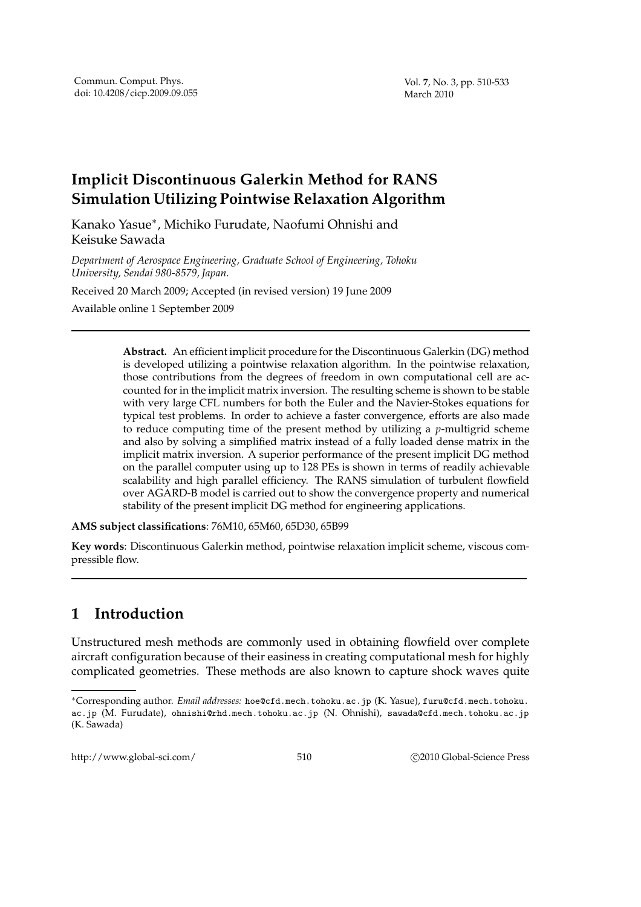# Implicit Discontinuous Galerkin Method for RANS Simulation Utilizing Pointwise Relaxation Algorithm

Kanako Yasue*, Michiko Furudate, Naofumi Ohnishi and Keisuke Sawada

*Department of Aerospace Engineering, Graduate School of Engineering, Tohoku University, Sendai 980-8579, Japan.*

Received 20 March 2009; Accepted (in revised version) 19 June 2009

Available online 1 September 2009

---

**Abstract.** An efficient implicit procedure for the Discontinuous Galerkin (DG) method is developed utilizing a pointwise relaxation algorithm. In the pointwise relaxation, those contributions from the degrees of freedom in own computational cell are accounted for in the implicit matrix inversion. The resulting scheme is shown to be stable with very large CFL numbers for both the Euler and the Navier-Stokes equations for typical test problems. In order to achieve a faster convergence, efforts are also made to reduce computing time of the present method by utilizing a $p$-multigrid scheme and also by solving a simplified matrix instead of a fully loaded dense matrix in the implicit matrix inversion. A superior performance of the present implicit DG method on the parallel computer using up to 128 PEs is shown in terms of readily achievable scalability and high parallel efficiency. The RANS simulation of turbulent flowfield over AGARD-B model is carried out to show the convergence property and numerical stability of the present implicit DG method for engineering applications.

**AMS subject classifications**: 76M10, 65M60, 65D30, 65B99

**Key words**: Discontinuous Galerkin method, pointwise relaxation implicit scheme, viscous compressible flow.

---

## 1 Introduction

Unstructured mesh methods are commonly used in obtaining flowfield over complete aircraft configuration because of their easiness in creating computational mesh for highly complicated geometries. These methods are also known to capture shock waves quite

---

*Corresponding author. *Email addresses:* hoe@cfd.mech.tohoku.ac.jp (K. Yasue), furu@cfd.mech.tohoku.ac.jp (M. Furudate), ohnishi@rhd.mech.tohoku.ac.jp (N. Ohnishi), sawada@cfd.mech.tohoku.ac.jp (K. Sawada)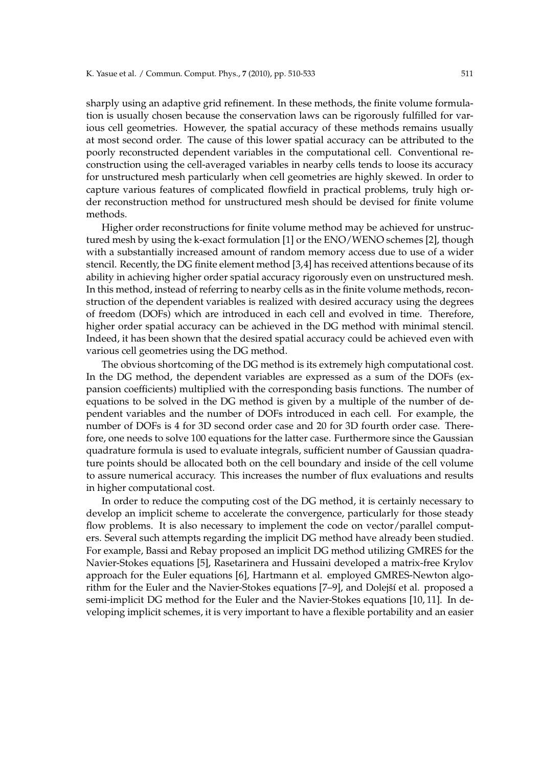sharply using an adaptive grid refinement. In these methods, the finite volume formulation is usually chosen because the conservation laws can be rigorously fulfilled for various cell geometries. However, the spatial accuracy of these methods remains usually at most second order. The cause of this lower spatial accuracy can be attributed to the poorly reconstructed dependent variables in the computational cell. Conventional reconstruction using the cell-averaged variables in nearby cells tends to loose its accuracy for unstructured mesh particularly when cell geometries are highly skewed. In order to capture various features of complicated flowfield in practical problems, truly high order reconstruction method for unstructured mesh should be devised for finite volume methods.

Higher order reconstructions for finite volume method may be achieved for unstructured mesh by using the k-exact formulation [1] or the ENO/WENO schemes [2], though with a substantially increased amount of random memory access due to use of a wider stencil. Recently, the DG finite element method [3,4] has received attentions because of its ability in achieving higher order spatial accuracy rigorously even on unstructured mesh. In this method, instead of referring to nearby cells as in the finite volume methods, reconstruction of the dependent variables is realized with desired accuracy using the degrees of freedom (DOFs) which are introduced in each cell and evolved in time. Therefore, higher order spatial accuracy can be achieved in the DG method with minimal stencil. Indeed, it has been shown that the desired spatial accuracy could be achieved even with various cell geometries using the DG method.

The obvious shortcoming of the DG method is its extremely high computational cost. In the DG method, the dependent variables are expressed as a sum of the DOFs (expansion coefficients) multiplied with the corresponding basis functions. The number of equations to be solved in the DG method is given by a multiple of the number of dependent variables and the number of DOFs introduced in each cell. For example, the number of DOFs is 4 for 3D second order case and 20 for 3D fourth order case. Therefore, one needs to solve 100 equations for the latter case. Furthermore since the Gaussian quadrature formula is used to evaluate integrals, sufficient number of Gaussian quadrature points should be allocated both on the cell boundary and inside of the cell volume to assure numerical accuracy. This increases the number of flux evaluations and results in higher computational cost.

In order to reduce the computing cost of the DG method, it is certainly necessary to develop an implicit scheme to accelerate the convergence, particularly for those steady flow problems. It is also necessary to implement the code on vector/parallel computers. Several such attempts regarding the implicit DG method have already been studied. For example, Bassi and Rebay proposed an implicit DG method utilizing GMRES for the Navier-Stokes equations [5], Rasetarinera and Hussaini developed a matrix-free Krylov approach for the Euler equations [6], Hartmann et al. employed GMRES-Newton algorithm for the Euler and the Navier-Stokes equations [7–9], and Dolejší et al. proposed a semi-implicit DG method for the Euler and the Navier-Stokes equations [10, 11]. In developing implicit schemes, it is very important to have a flexible portability and an easier